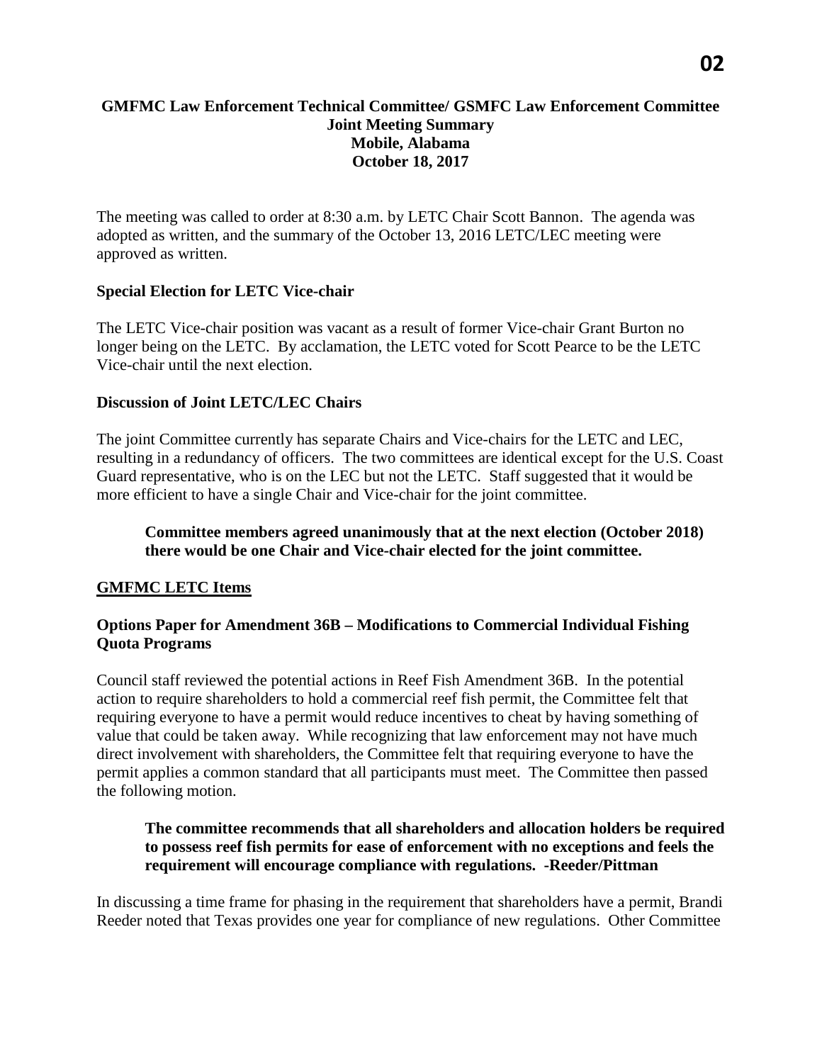**GMFMC Law Enforcement Technical Committee/ GSMFC Law Enforcement Committee**
**Joint Meeting Summary**
**Mobile, Alabama**
**October 18, 2017**

The meeting was called to order at 8:30 a.m. by LETC Chair Scott Bannon. The agenda was adopted as written, and the summary of the October 13, 2016 LETC/LEC meeting were approved as written.

### Special Election for LETC Vice-chair

The LETC Vice-chair position was vacant as a result of former Vice-chair Grant Burton no longer being on the LETC. By acclamation, the LETC voted for Scott Pearce to be the LETC Vice-chair until the next election.

### Discussion of Joint LETC/LEC Chairs

The joint Committee currently has separate Chairs and Vice-chairs for the LETC and LEC, resulting in a redundancy of officers. The two committees are identical except for the U.S. Coast Guard representative, who is on the LEC but not the LETC. Staff suggested that it would be more efficient to have a single Chair and Vice-chair for the joint committee.

> **Committee members agreed unanimously that at the next election (October 2018) there would be one Chair and Vice-chair elected for the joint committee.**

## GMFMC LETC Items

### Options Paper for Amendment 36B – Modifications to Commercial Individual Fishing Quota Programs

Council staff reviewed the potential actions in Reef Fish Amendment 36B. In the potential action to require shareholders to hold a commercial reef fish permit, the Committee felt that requiring everyone to have a permit would reduce incentives to cheat by having something of value that could be taken away. While recognizing that law enforcement may not have much direct involvement with shareholders, the Committee felt that requiring everyone to have the permit applies a common standard that all participants must meet. The Committee then passed the following motion.

> **The committee recommends that all shareholders and allocation holders be required to possess reef fish permits for ease of enforcement with no exceptions and feels the requirement will encourage compliance with regulations. -Reeder/Pittman**

In discussing a time frame for phasing in the requirement that shareholders have a permit, Brandi Reeder noted that Texas provides one year for compliance of new regulations. Other Committee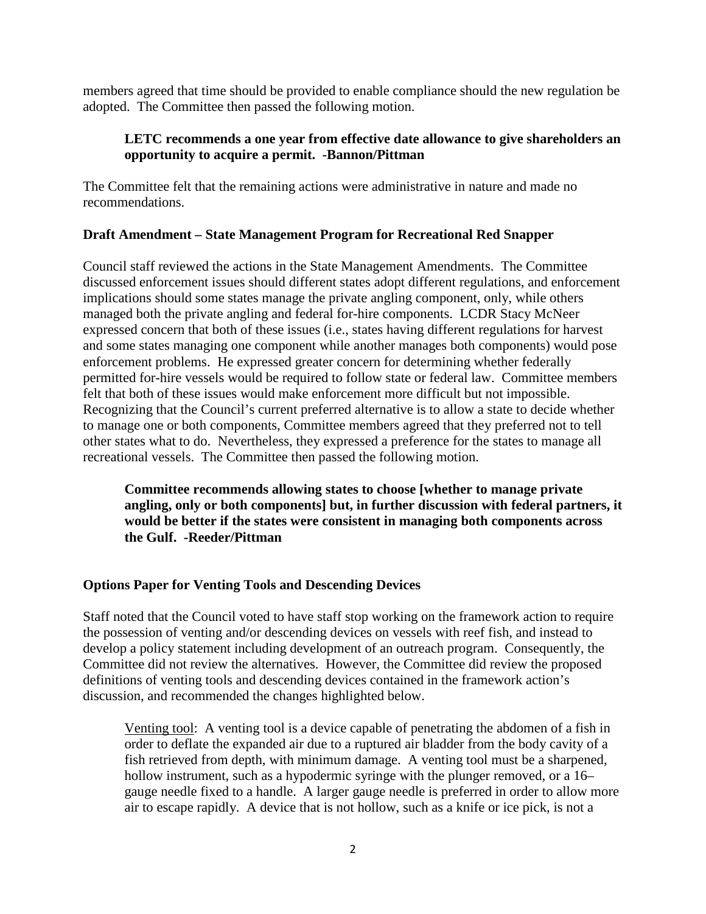members agreed that time should be provided to enable compliance should the new regulation be adopted. The Committee then passed the following motion.

> **LETC recommends a one year from effective date allowance to give shareholders an opportunity to acquire a permit. -Bannon/Pittman**

The Committee felt that the remaining actions were administrative in nature and made no recommendations.

### Draft Amendment – State Management Program for Recreational Red Snapper

Council staff reviewed the actions in the State Management Amendments. The Committee discussed enforcement issues should different states adopt different regulations, and enforcement implications should some states manage the private angling component, only, while others managed both the private angling and federal for-hire components. LCDR Stacy McNeer expressed concern that both of these issues (i.e., states having different regulations for harvest and some states managing one component while another manages both components) would pose enforcement problems. He expressed greater concern for determining whether federally permitted for-hire vessels would be required to follow state or federal law. Committee members felt that both of these issues would make enforcement more difficult but not impossible. Recognizing that the Council's current preferred alternative is to allow a state to decide whether to manage one or both components, Committee members agreed that they preferred not to tell other states what to do. Nevertheless, they expressed a preference for the states to manage all recreational vessels. The Committee then passed the following motion.

> **Committee recommends allowing states to choose [whether to manage private angling, only or both components] but, in further discussion with federal partners, it would be better if the states were consistent in managing both components across the Gulf. -Reeder/Pittman**

### Options Paper for Venting Tools and Descending Devices

Staff noted that the Council voted to have staff stop working on the framework action to require the possession of venting and/or descending devices on vessels with reef fish, and instead to develop a policy statement including development of an outreach program. Consequently, the Committee did not review the alternatives. However, the Committee did review the proposed definitions of venting tools and descending devices contained in the framework action's discussion, and recommended the changes highlighted below.

> <u>Venting tool</u>: A venting tool is a device capable of penetrating the abdomen of a fish in order to deflate the expanded air due to a ruptured air bladder from the body cavity of a fish retrieved from depth, with minimum damage. A venting tool must be a sharpened, hollow instrument, such as a hypodermic syringe with the plunger removed, or a 16–gauge needle fixed to a handle. A larger gauge needle is preferred in order to allow more air to escape rapidly. A device that is not hollow, such as a knife or ice pick, is not a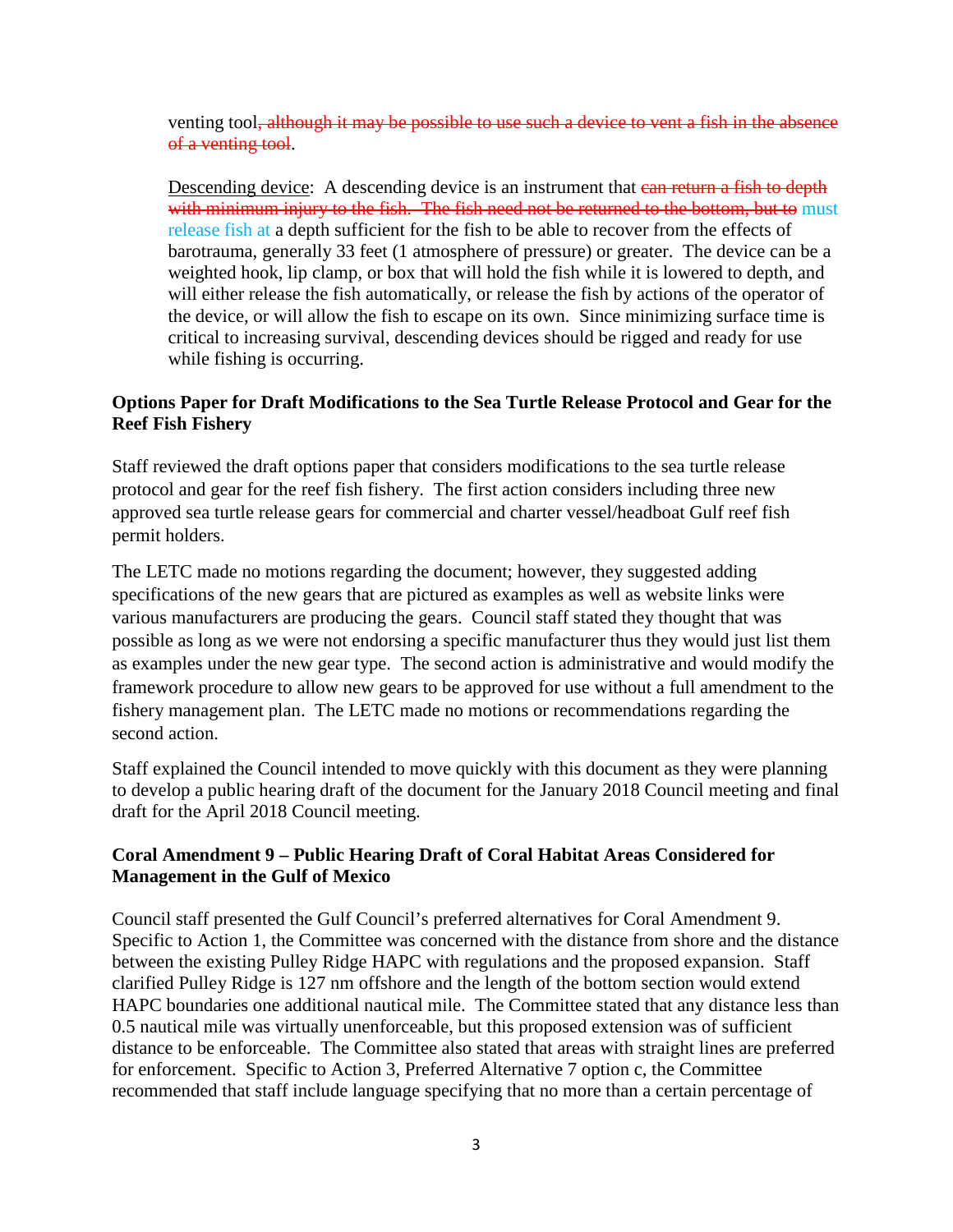venting tool~~, although it may be possible to use such a device to vent a fish in the absence of a venting tool~~.

<u>Descending device</u>: A descending device is an instrument that ~~can return a fish to depth with minimum injury to the fish. The fish need not be returned to the bottom, but to~~ must release fish at a depth sufficient for the fish to be able to recover from the effects of barotrauma, generally 33 feet (1 atmosphere of pressure) or greater. The device can be a weighted hook, lip clamp, or box that will hold the fish while it is lowered to depth, and will either release the fish automatically, or release the fish by actions of the operator of the device, or will allow the fish to escape on its own. Since minimizing surface time is critical to increasing survival, descending devices should be rigged and ready for use while fishing is occurring.

**Options Paper for Draft Modifications to the Sea Turtle Release Protocol and Gear for the Reef Fish Fishery**

Staff reviewed the draft options paper that considers modifications to the sea turtle release protocol and gear for the reef fish fishery. The first action considers including three new approved sea turtle release gears for commercial and charter vessel/headboat Gulf reef fish permit holders.

The LETC made no motions regarding the document; however, they suggested adding specifications of the new gears that are pictured as examples as well as website links were various manufacturers are producing the gears. Council staff stated they thought that was possible as long as we were not endorsing a specific manufacturer thus they would just list them as examples under the new gear type. The second action is administrative and would modify the framework procedure to allow new gears to be approved for use without a full amendment to the fishery management plan. The LETC made no motions or recommendations regarding the second action.

Staff explained the Council intended to move quickly with this document as they were planning to develop a public hearing draft of the document for the January 2018 Council meeting and final draft for the April 2018 Council meeting.

**Coral Amendment 9 – Public Hearing Draft of Coral Habitat Areas Considered for Management in the Gulf of Mexico**

Council staff presented the Gulf Council's preferred alternatives for Coral Amendment 9. Specific to Action 1, the Committee was concerned with the distance from shore and the distance between the existing Pulley Ridge HAPC with regulations and the proposed expansion. Staff clarified Pulley Ridge is 127 nm offshore and the length of the bottom section would extend HAPC boundaries one additional nautical mile. The Committee stated that any distance less than 0.5 nautical mile was virtually unenforceable, but this proposed extension was of sufficient distance to be enforceable. The Committee also stated that areas with straight lines are preferred for enforcement. Specific to Action 3, Preferred Alternative 7 option c, the Committee recommended that staff include language specifying that no more than a certain percentage of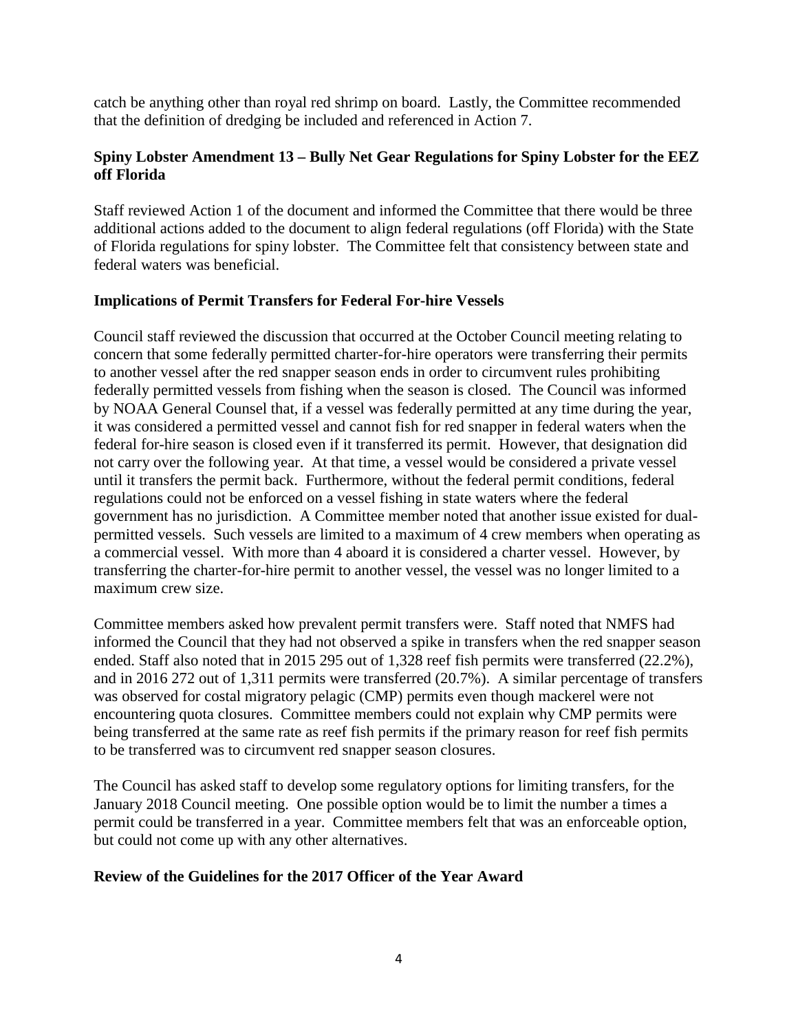catch be anything other than royal red shrimp on board. Lastly, the Committee recommended that the definition of dredging be included and referenced in Action 7.

### Spiny Lobster Amendment 13 – Bully Net Gear Regulations for Spiny Lobster for the EEZ off Florida

Staff reviewed Action 1 of the document and informed the Committee that there would be three additional actions added to the document to align federal regulations (off Florida) with the State of Florida regulations for spiny lobster. The Committee felt that consistency between state and federal waters was beneficial.

### Implications of Permit Transfers for Federal For-hire Vessels

Council staff reviewed the discussion that occurred at the October Council meeting relating to concern that some federally permitted charter-for-hire operators were transferring their permits to another vessel after the red snapper season ends in order to circumvent rules prohibiting federally permitted vessels from fishing when the season is closed. The Council was informed by NOAA General Counsel that, if a vessel was federally permitted at any time during the year, it was considered a permitted vessel and cannot fish for red snapper in federal waters when the federal for-hire season is closed even if it transferred its permit. However, that designation did not carry over the following year. At that time, a vessel would be considered a private vessel until it transfers the permit back. Furthermore, without the federal permit conditions, federal regulations could not be enforced on a vessel fishing in state waters where the federal government has no jurisdiction. A Committee member noted that another issue existed for dual-permitted vessels. Such vessels are limited to a maximum of 4 crew members when operating as a commercial vessel. With more than 4 aboard it is considered a charter vessel. However, by transferring the charter-for-hire permit to another vessel, the vessel was no longer limited to a maximum crew size.

Committee members asked how prevalent permit transfers were. Staff noted that NMFS had informed the Council that they had not observed a spike in transfers when the red snapper season ended. Staff also noted that in 2015 295 out of 1,328 reef fish permits were transferred (22.2%), and in 2016 272 out of 1,311 permits were transferred (20.7%). A similar percentage of transfers was observed for costal migratory pelagic (CMP) permits even though mackerel were not encountering quota closures. Committee members could not explain why CMP permits were being transferred at the same rate as reef fish permits if the primary reason for reef fish permits to be transferred was to circumvent red snapper season closures.

The Council has asked staff to develop some regulatory options for limiting transfers, for the January 2018 Council meeting. One possible option would be to limit the number a times a permit could be transferred in a year. Committee members felt that was an enforceable option, but could not come up with any other alternatives.

### Review of the Guidelines for the 2017 Officer of the Year Award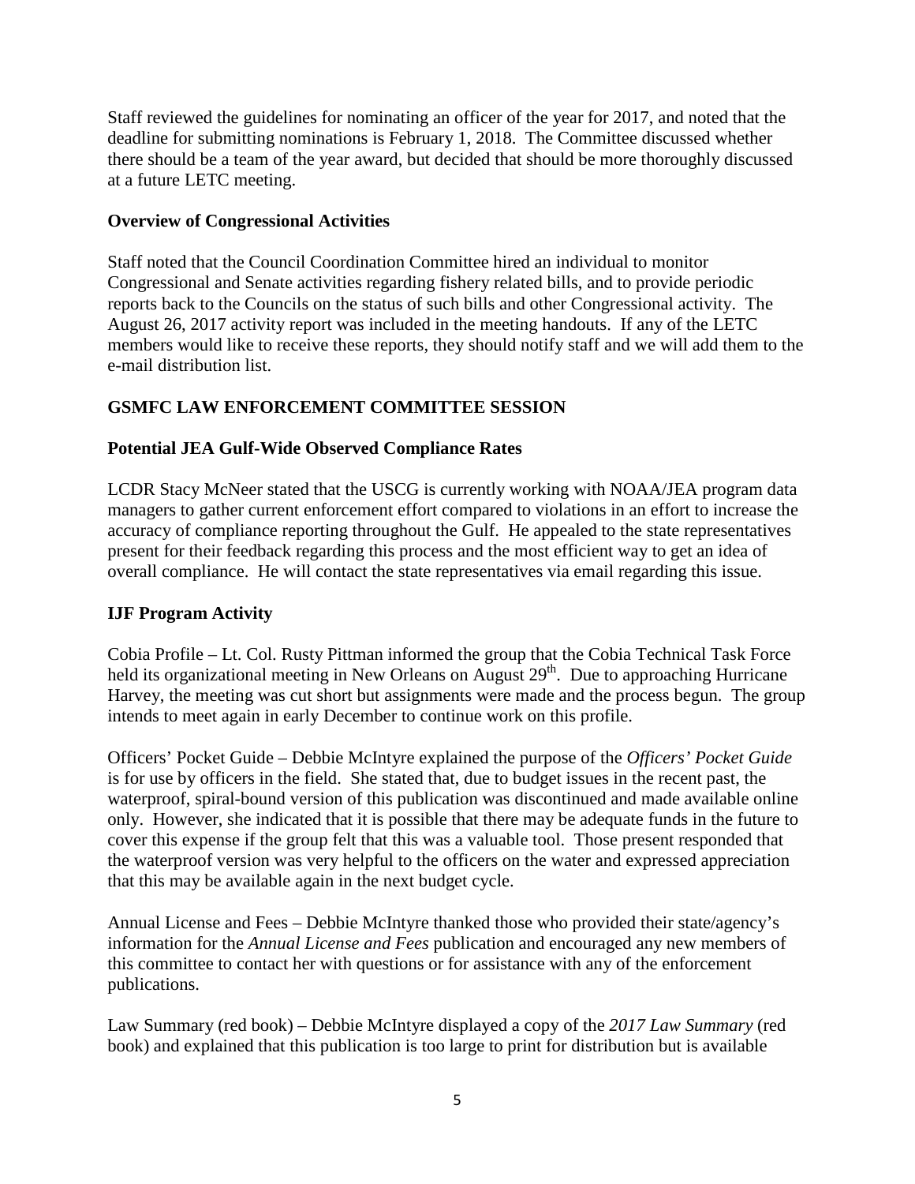Staff reviewed the guidelines for nominating an officer of the year for 2017, and noted that the deadline for submitting nominations is February 1, 2018. The Committee discussed whether there should be a team of the year award, but decided that should be more thoroughly discussed at a future LETC meeting.

### Overview of Congressional Activities

Staff noted that the Council Coordination Committee hired an individual to monitor Congressional and Senate activities regarding fishery related bills, and to provide periodic reports back to the Councils on the status of such bills and other Congressional activity. The August 26, 2017 activity report was included in the meeting handouts. If any of the LETC members would like to receive these reports, they should notify staff and we will add them to the e-mail distribution list.

## GSMFC LAW ENFORCEMENT COMMITTEE SESSION

### Potential JEA Gulf-Wide Observed Compliance Rates

LCDR Stacy McNeer stated that the USCG is currently working with NOAA/JEA program data managers to gather current enforcement effort compared to violations in an effort to increase the accuracy of compliance reporting throughout the Gulf. He appealed to the state representatives present for their feedback regarding this process and the most efficient way to get an idea of overall compliance. He will contact the state representatives via email regarding this issue.

### IJF Program Activity

Cobia Profile – Lt. Col. Rusty Pittman informed the group that the Cobia Technical Task Force held its organizational meeting in New Orleans on August 29th. Due to approaching Hurricane Harvey, the meeting was cut short but assignments were made and the process begun. The group intends to meet again in early December to continue work on this profile.

Officers' Pocket Guide – Debbie McIntyre explained the purpose of the *Officers' Pocket Guide* is for use by officers in the field. She stated that, due to budget issues in the recent past, the waterproof, spiral-bound version of this publication was discontinued and made available online only. However, she indicated that it is possible that there may be adequate funds in the future to cover this expense if the group felt that this was a valuable tool. Those present responded that the waterproof version was very helpful to the officers on the water and expressed appreciation that this may be available again in the next budget cycle.

Annual License and Fees – Debbie McIntyre thanked those who provided their state/agency's information for the *Annual License and Fees* publication and encouraged any new members of this committee to contact her with questions or for assistance with any of the enforcement publications.

Law Summary (red book) – Debbie McIntyre displayed a copy of the *2017 Law Summary* (red book) and explained that this publication is too large to print for distribution but is available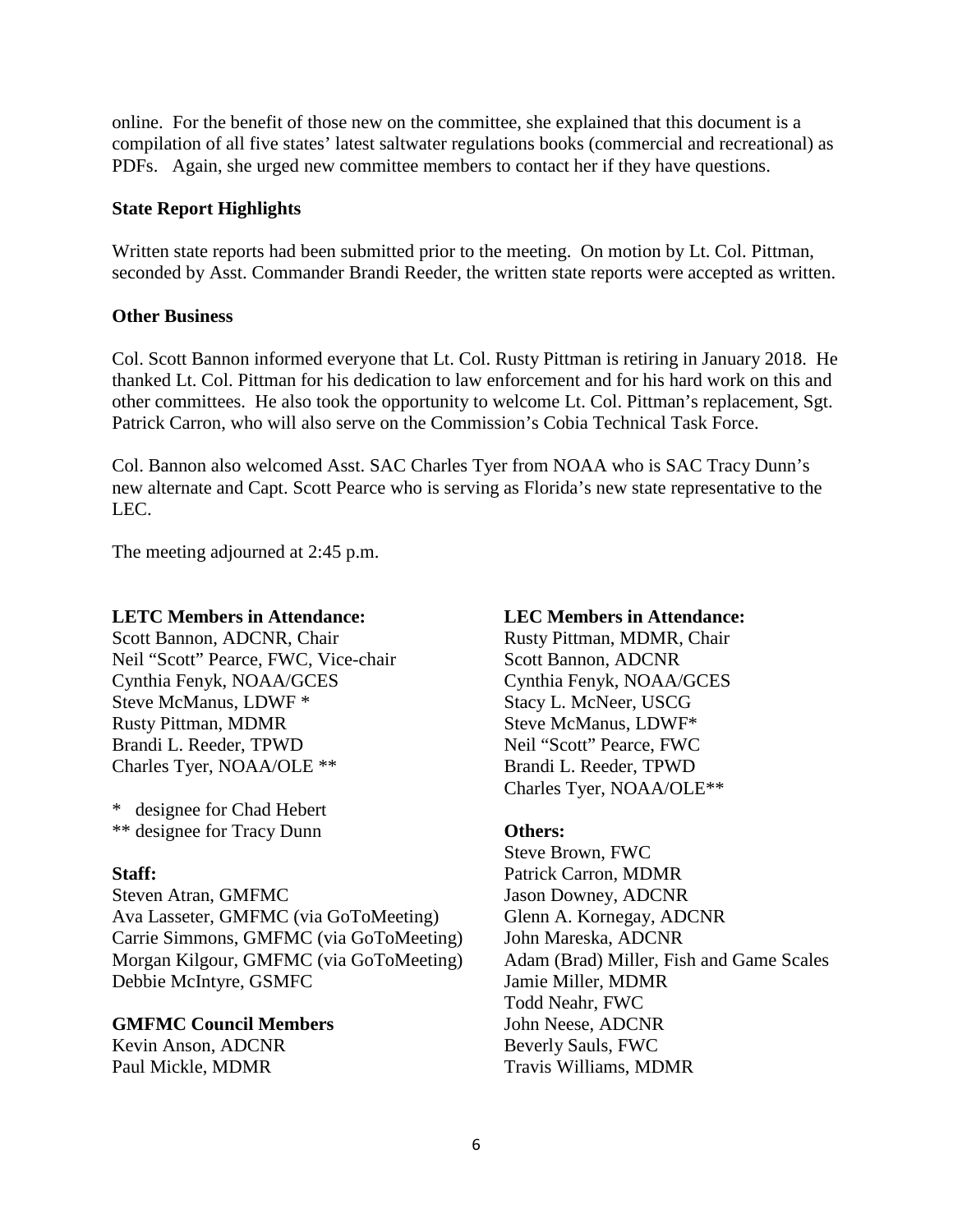online. For the benefit of those new on the committee, she explained that this document is a compilation of all five states' latest saltwater regulations books (commercial and recreational) as PDFs. Again, she urged new committee members to contact her if they have questions.

**State Report Highlights**

Written state reports had been submitted prior to the meeting. On motion by Lt. Col. Pittman, seconded by Asst. Commander Brandi Reeder, the written state reports were accepted as written.

**Other Business**

Col. Scott Bannon informed everyone that Lt. Col. Rusty Pittman is retiring in January 2018. He thanked Lt. Col. Pittman for his dedication to law enforcement and for his hard work on this and other committees. He also took the opportunity to welcome Lt. Col. Pittman's replacement, Sgt. Patrick Carron, who will also serve on the Commission's Cobia Technical Task Force.

Col. Bannon also welcomed Asst. SAC Charles Tyer from NOAA who is SAC Tracy Dunn's new alternate and Capt. Scott Pearce who is serving as Florida's new state representative to the LEC.

The meeting adjourned at 2:45 p.m.

**LETC Members in Attendance:**
Scott Bannon, ADCNR, Chair
Neil "Scott" Pearce, FWC, Vice-chair
Cynthia Fenyk, NOAA/GCES
Steve McManus, LDWF *
Rusty Pittman, MDMR
Brandi L. Reeder, TPWD
Charles Tyer, NOAA/OLE **

\* designee for Chad Hebert
\** designee for Tracy Dunn

**Staff:**
Steven Atran, GMFMC
Ava Lasseter, GMFMC (via GoToMeeting)
Carrie Simmons, GMFMC (via GoToMeeting)
Morgan Kilgour, GMFMC (via GoToMeeting)
Debbie McIntyre, GSMFC

**GMFMC Council Members**
Kevin Anson, ADCNR
Paul Mickle, MDMR

**LEC Members in Attendance:**
Rusty Pittman, MDMR, Chair
Scott Bannon, ADCNR
Cynthia Fenyk, NOAA/GCES
Stacy L. McNeer, USCG
Steve McManus, LDWF*
Neil "Scott" Pearce, FWC
Brandi L. Reeder, TPWD
Charles Tyer, NOAA/OLE**

**Others:**
Steve Brown, FWC
Patrick Carron, MDMR
Jason Downey, ADCNR
Glenn A. Kornegay, ADCNR
John Mareska, ADCNR
Adam (Brad) Miller, Fish and Game Scales
Jamie Miller, MDMR
Todd Neahr, FWC
John Neese, ADCNR
Beverly Sauls, FWC
Travis Williams, MDMR